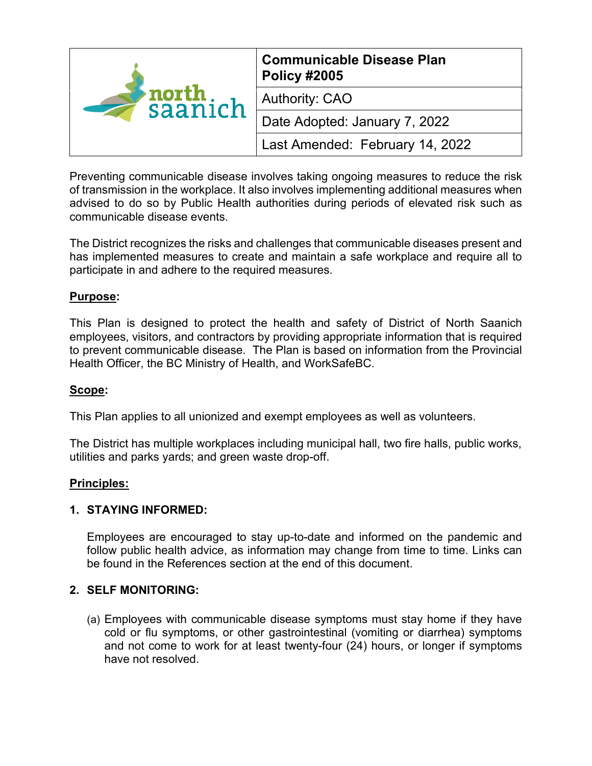| north saanich | **Communicable Disease Plan Policy #2005** |
|---|---|
| | Authority: CAO |
| | Date Adopted: January 7, 2022 |
| | Last Amended: February 14, 2022 |

Preventing communicable disease involves taking ongoing measures to reduce the risk of transmission in the workplace. It also involves implementing additional measures when advised to do so by Public Health authorities during periods of elevated risk such as communicable disease events.

The District recognizes the risks and challenges that communicable diseases present and has implemented measures to create and maintain a safe workplace and require all to participate in and adhere to the required measures.

## Purpose:

This Plan is designed to protect the health and safety of District of North Saanich employees, visitors, and contractors by providing appropriate information that is required to prevent communicable disease. The Plan is based on information from the Provincial Health Officer, the BC Ministry of Health, and WorkSafeBC.

## Scope:

This Plan applies to all unionized and exempt employees as well as volunteers.

The District has multiple workplaces including municipal hall, two fire halls, public works, utilities and parks yards; and green waste drop-off.

## Principles:

### 1. STAYING INFORMED:

Employees are encouraged to stay up-to-date and informed on the pandemic and follow public health advice, as information may change from time to time. Links can be found in the References section at the end of this document.

### 2. SELF MONITORING:

(a) Employees with communicable disease symptoms must stay home if they have cold or flu symptoms, or other gastrointestinal (vomiting or diarrhea) symptoms and not come to work for at least twenty-four (24) hours, or longer if symptoms have not resolved.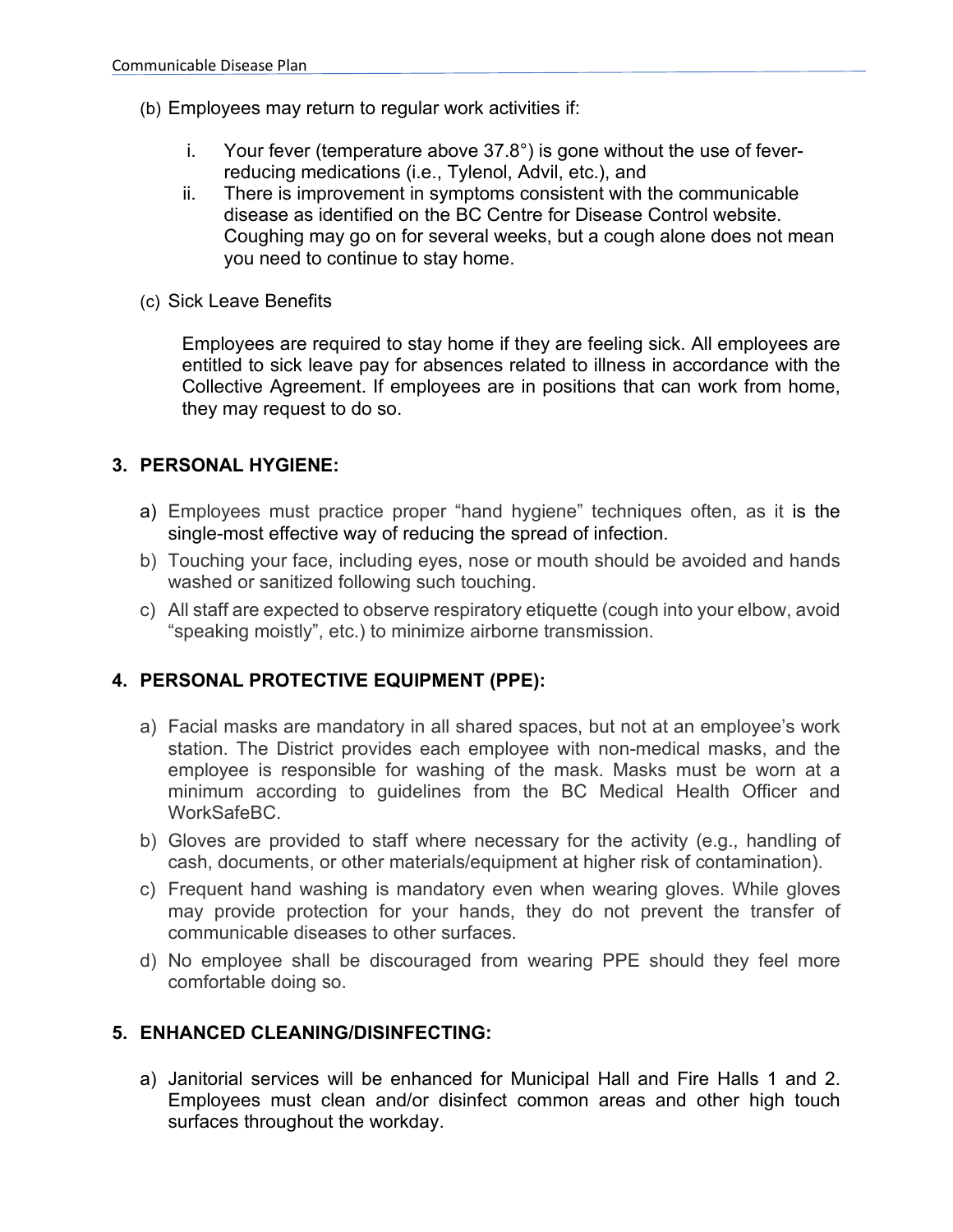(b) Employees may return to regular work activities if:

   i. Your fever (temperature above 37.8°) is gone without the use of fever-reducing medications (i.e., Tylenol, Advil, etc.), and
   ii. There is improvement in symptoms consistent with the communicable disease as identified on the BC Centre for Disease Control website. Coughing may go on for several weeks, but a cough alone does not mean you need to continue to stay home.

(c) Sick Leave Benefits

Employees are required to stay home if they are feeling sick. All employees are entitled to sick leave pay for absences related to illness in accordance with the Collective Agreement. If employees are in positions that can work from home, they may request to do so.

## 3. PERSONAL HYGIENE:

a) Employees must practice proper "hand hygiene" techniques often, as it is the single-most effective way of reducing the spread of infection.
b) Touching your face, including eyes, nose or mouth should be avoided and hands washed or sanitized following such touching.
c) All staff are expected to observe respiratory etiquette (cough into your elbow, avoid "speaking moistly", etc.) to minimize airborne transmission.

## 4. PERSONAL PROTECTIVE EQUIPMENT (PPE):

a) Facial masks are mandatory in all shared spaces, but not at an employee's work station. The District provides each employee with non-medical masks, and the employee is responsible for washing of the mask. Masks must be worn at a minimum according to guidelines from the BC Medical Health Officer and WorkSafeBC.
b) Gloves are provided to staff where necessary for the activity (e.g., handling of cash, documents, or other materials/equipment at higher risk of contamination).
c) Frequent hand washing is mandatory even when wearing gloves. While gloves may provide protection for your hands, they do not prevent the transfer of communicable diseases to other surfaces.
d) No employee shall be discouraged from wearing PPE should they feel more comfortable doing so.

## 5. ENHANCED CLEANING/DISINFECTING:

a) Janitorial services will be enhanced for Municipal Hall and Fire Halls 1 and 2. Employees must clean and/or disinfect common areas and other high touch surfaces throughout the workday.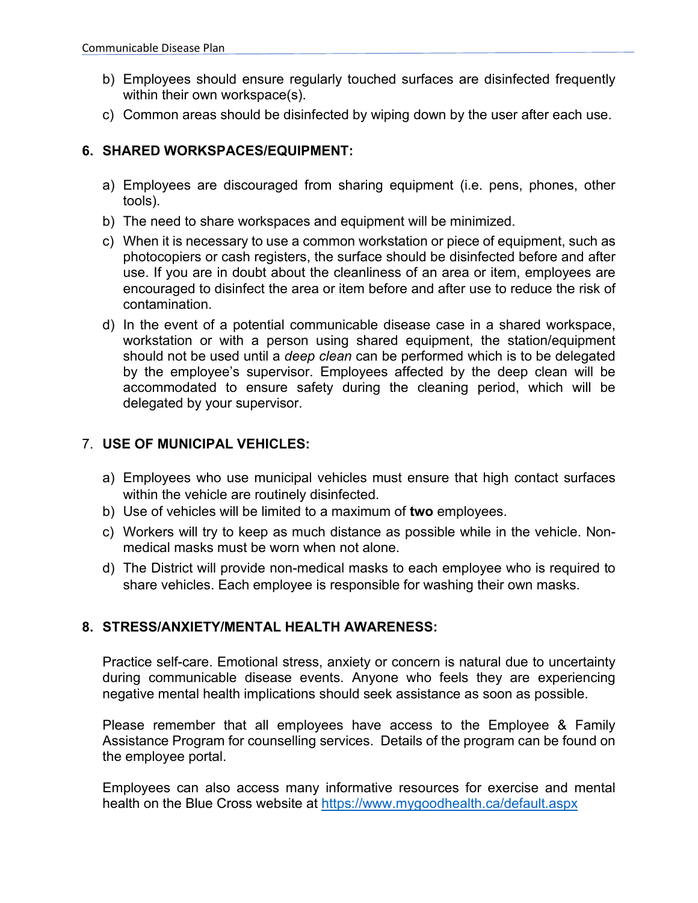b) Employees should ensure regularly touched surfaces are disinfected frequently within their own workspace(s).

c) Common areas should be disinfected by wiping down by the user after each use.

## 6. SHARED WORKSPACES/EQUIPMENT:

a) Employees are discouraged from sharing equipment (i.e. pens, phones, other tools).

b) The need to share workspaces and equipment will be minimized.

c) When it is necessary to use a common workstation or piece of equipment, such as photocopiers or cash registers, the surface should be disinfected before and after use. If you are in doubt about the cleanliness of an area or item, employees are encouraged to disinfect the area or item before and after use to reduce the risk of contamination.

d) In the event of a potential communicable disease case in a shared workspace, workstation or with a person using shared equipment, the station/equipment should not be used until a *deep clean* can be performed which is to be delegated by the employee's supervisor. Employees affected by the deep clean will be accommodated to ensure safety during the cleaning period, which will be delegated by your supervisor.

## 7. USE OF MUNICIPAL VEHICLES:

a) Employees who use municipal vehicles must ensure that high contact surfaces within the vehicle are routinely disinfected.

b) Use of vehicles will be limited to a maximum of **two** employees.

c) Workers will try to keep as much distance as possible while in the vehicle. Non-medical masks must be worn when not alone.

d) The District will provide non-medical masks to each employee who is required to share vehicles. Each employee is responsible for washing their own masks.

## 8. STRESS/ANXIETY/MENTAL HEALTH AWARENESS:

Practice self-care. Emotional stress, anxiety or concern is natural due to uncertainty during communicable disease events. Anyone who feels they are experiencing negative mental health implications should seek assistance as soon as possible.

Please remember that all employees have access to the Employee & Family Assistance Program for counselling services. Details of the program can be found on the employee portal.

Employees can also access many informative resources for exercise and mental health on the Blue Cross website at https://www.mygoodhealth.ca/default.aspx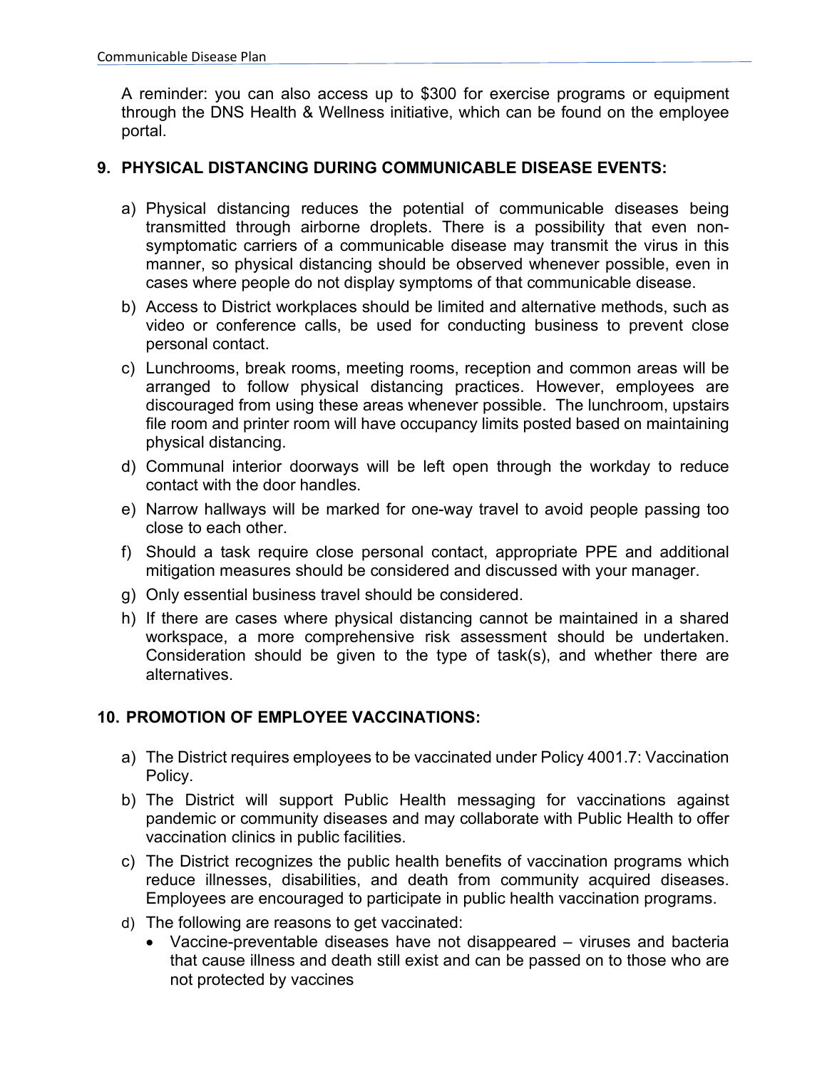A reminder: you can also access up to $300 for exercise programs or equipment through the DNS Health & Wellness initiative, which can be found on the employee portal.

## 9. PHYSICAL DISTANCING DURING COMMUNICABLE DISEASE EVENTS:

a) Physical distancing reduces the potential of communicable diseases being transmitted through airborne droplets. There is a possibility that even non-symptomatic carriers of a communicable disease may transmit the virus in this manner, so physical distancing should be observed whenever possible, even in cases where people do not display symptoms of that communicable disease.

b) Access to District workplaces should be limited and alternative methods, such as video or conference calls, be used for conducting business to prevent close personal contact.

c) Lunchrooms, break rooms, meeting rooms, reception and common areas will be arranged to follow physical distancing practices. However, employees are discouraged from using these areas whenever possible. The lunchroom, upstairs file room and printer room will have occupancy limits posted based on maintaining physical distancing.

d) Communal interior doorways will be left open through the workday to reduce contact with the door handles.

e) Narrow hallways will be marked for one-way travel to avoid people passing too close to each other.

f) Should a task require close personal contact, appropriate PPE and additional mitigation measures should be considered and discussed with your manager.

g) Only essential business travel should be considered.

h) If there are cases where physical distancing cannot be maintained in a shared workspace, a more comprehensive risk assessment should be undertaken. Consideration should be given to the type of task(s), and whether there are alternatives.

## 10. PROMOTION OF EMPLOYEE VACCINATIONS:

a) The District requires employees to be vaccinated under Policy 4001.7: Vaccination Policy.

b) The District will support Public Health messaging for vaccinations against pandemic or community diseases and may collaborate with Public Health to offer vaccination clinics in public facilities.

c) The District recognizes the public health benefits of vaccination programs which reduce illnesses, disabilities, and death from community acquired diseases. Employees are encouraged to participate in public health vaccination programs.

d) The following are reasons to get vaccinated:
   - Vaccine-preventable diseases have not disappeared – viruses and bacteria that cause illness and death still exist and can be passed on to those who are not protected by vaccines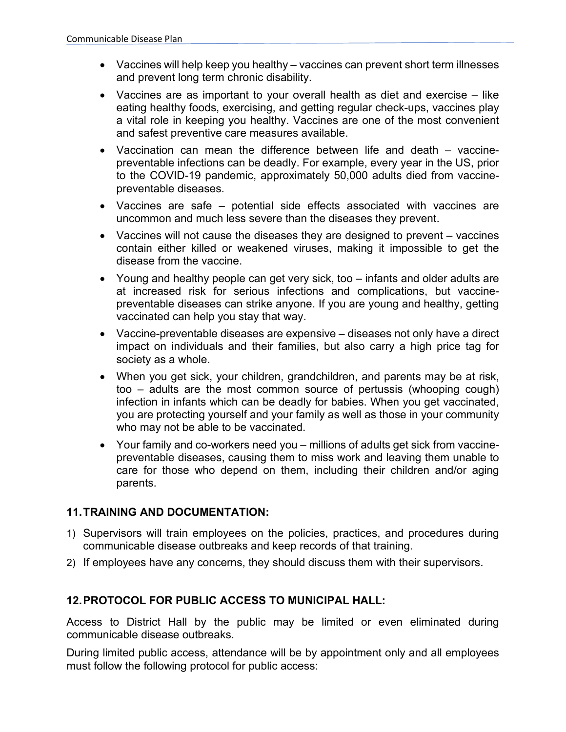- Vaccines will help keep you healthy – vaccines can prevent short term illnesses and prevent long term chronic disability.
- Vaccines are as important to your overall health as diet and exercise – like eating healthy foods, exercising, and getting regular check-ups, vaccines play a vital role in keeping you healthy. Vaccines are one of the most convenient and safest preventive care measures available.
- Vaccination can mean the difference between life and death – vaccine-preventable infections can be deadly. For example, every year in the US, prior to the COVID-19 pandemic, approximately 50,000 adults died from vaccine-preventable diseases.
- Vaccines are safe – potential side effects associated with vaccines are uncommon and much less severe than the diseases they prevent.
- Vaccines will not cause the diseases they are designed to prevent – vaccines contain either killed or weakened viruses, making it impossible to get the disease from the vaccine.
- Young and healthy people can get very sick, too – infants and older adults are at increased risk for serious infections and complications, but vaccine-preventable diseases can strike anyone. If you are young and healthy, getting vaccinated can help you stay that way.
- Vaccine-preventable diseases are expensive – diseases not only have a direct impact on individuals and their families, but also carry a high price tag for society as a whole.
- When you get sick, your children, grandchildren, and parents may be at risk, too – adults are the most common source of pertussis (whooping cough) infection in infants which can be deadly for babies. When you get vaccinated, you are protecting yourself and your family as well as those in your community who may not be able to be vaccinated.
- Your family and co-workers need you – millions of adults get sick from vaccine-preventable diseases, causing them to miss work and leaving them unable to care for those who depend on them, including their children and/or aging parents.

## 11. TRAINING AND DOCUMENTATION:

1) Supervisors will train employees on the policies, practices, and procedures during communicable disease outbreaks and keep records of that training.
2) If employees have any concerns, they should discuss them with their supervisors.

## 12. PROTOCOL FOR PUBLIC ACCESS TO MUNICIPAL HALL:

Access to District Hall by the public may be limited or even eliminated during communicable disease outbreaks.

During limited public access, attendance will be by appointment only and all employees must follow the following protocol for public access: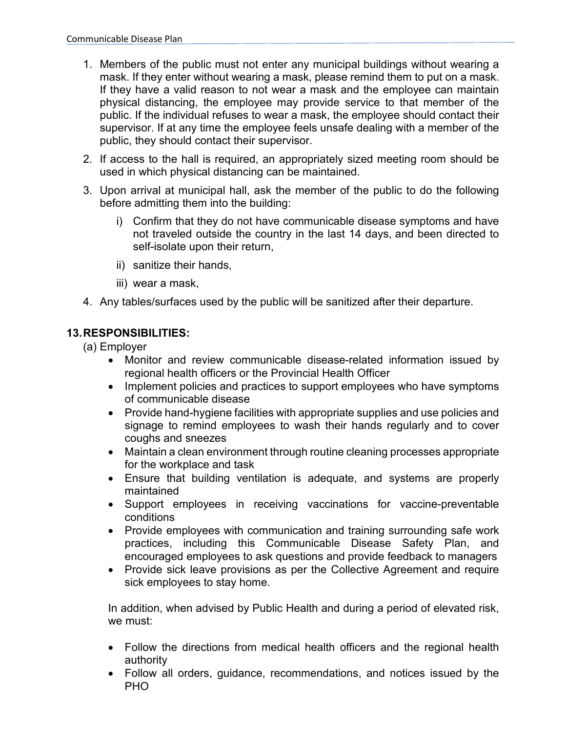1. Members of the public must not enter any municipal buildings without wearing a mask. If they enter without wearing a mask, please remind them to put on a mask. If they have a valid reason to not wear a mask and the employee can maintain physical distancing, the employee may provide service to that member of the public. If the individual refuses to wear a mask, the employee should contact their supervisor. If at any time the employee feels unsafe dealing with a member of the public, they should contact their supervisor.
2. If access to the hall is required, an appropriately sized meeting room should be used in which physical distancing can be maintained.
3. Upon arrival at municipal hall, ask the member of the public to do the following before admitting them into the building:
   - i) Confirm that they do not have communicable disease symptoms and have not traveled outside the country in the last 14 days, and been directed to self-isolate upon their return,
   - ii) sanitize their hands,
   - iii) wear a mask,
4. Any tables/surfaces used by the public will be sanitized after their departure.

## 13. RESPONSIBILITIES:

(a) Employer

- Monitor and review communicable disease-related information issued by regional health officers or the Provincial Health Officer
- Implement policies and practices to support employees who have symptoms of communicable disease
- Provide hand-hygiene facilities with appropriate supplies and use policies and signage to remind employees to wash their hands regularly and to cover coughs and sneezes
- Maintain a clean environment through routine cleaning processes appropriate for the workplace and task
- Ensure that building ventilation is adequate, and systems are properly maintained
- Support employees in receiving vaccinations for vaccine-preventable conditions
- Provide employees with communication and training surrounding safe work practices, including this Communicable Disease Safety Plan, and encouraged employees to ask questions and provide feedback to managers
- Provide sick leave provisions as per the Collective Agreement and require sick employees to stay home.

In addition, when advised by Public Health and during a period of elevated risk, we must:

- Follow the directions from medical health officers and the regional health authority
- Follow all orders, guidance, recommendations, and notices issued by the PHO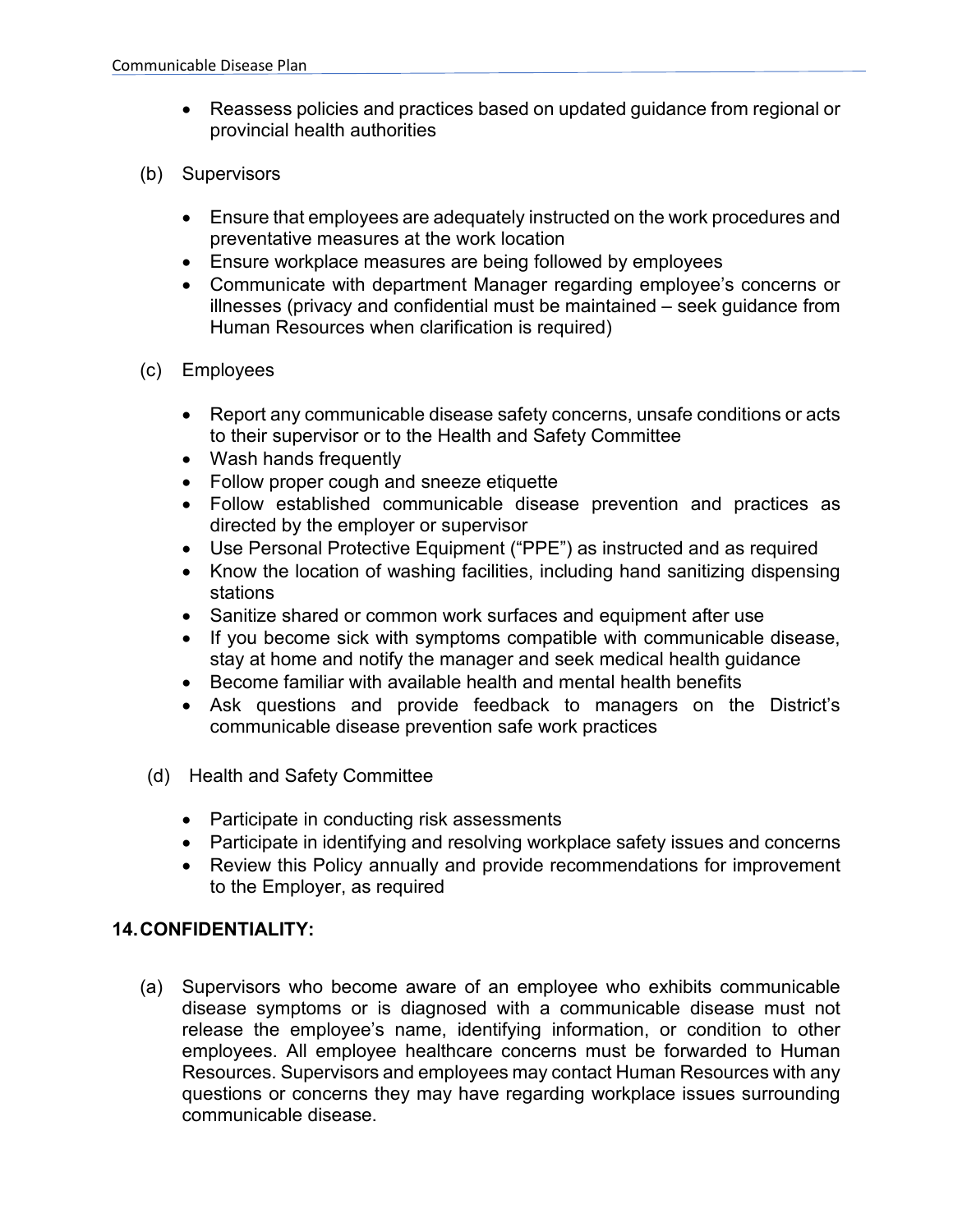- Reassess policies and practices based on updated guidance from regional or provincial health authorities

(b) Supervisors

- Ensure that employees are adequately instructed on the work procedures and preventative measures at the work location
- Ensure workplace measures are being followed by employees
- Communicate with department Manager regarding employee's concerns or illnesses (privacy and confidential must be maintained – seek guidance from Human Resources when clarification is required)

(c) Employees

- Report any communicable disease safety concerns, unsafe conditions or acts to their supervisor or to the Health and Safety Committee
- Wash hands frequently
- Follow proper cough and sneeze etiquette
- Follow established communicable disease prevention and practices as directed by the employer or supervisor
- Use Personal Protective Equipment ("PPE") as instructed and as required
- Know the location of washing facilities, including hand sanitizing dispensing stations
- Sanitize shared or common work surfaces and equipment after use
- If you become sick with symptoms compatible with communicable disease, stay at home and notify the manager and seek medical health guidance
- Become familiar with available health and mental health benefits
- Ask questions and provide feedback to managers on the District's communicable disease prevention safe work practices

(d) Health and Safety Committee

- Participate in conducting risk assessments
- Participate in identifying and resolving workplace safety issues and concerns
- Review this Policy annually and provide recommendations for improvement to the Employer, as required

## 14. CONFIDENTIALITY:

(a) Supervisors who become aware of an employee who exhibits communicable disease symptoms or is diagnosed with a communicable disease must not release the employee's name, identifying information, or condition to other employees. All employee healthcare concerns must be forwarded to Human Resources. Supervisors and employees may contact Human Resources with any questions or concerns they may have regarding workplace issues surrounding communicable disease.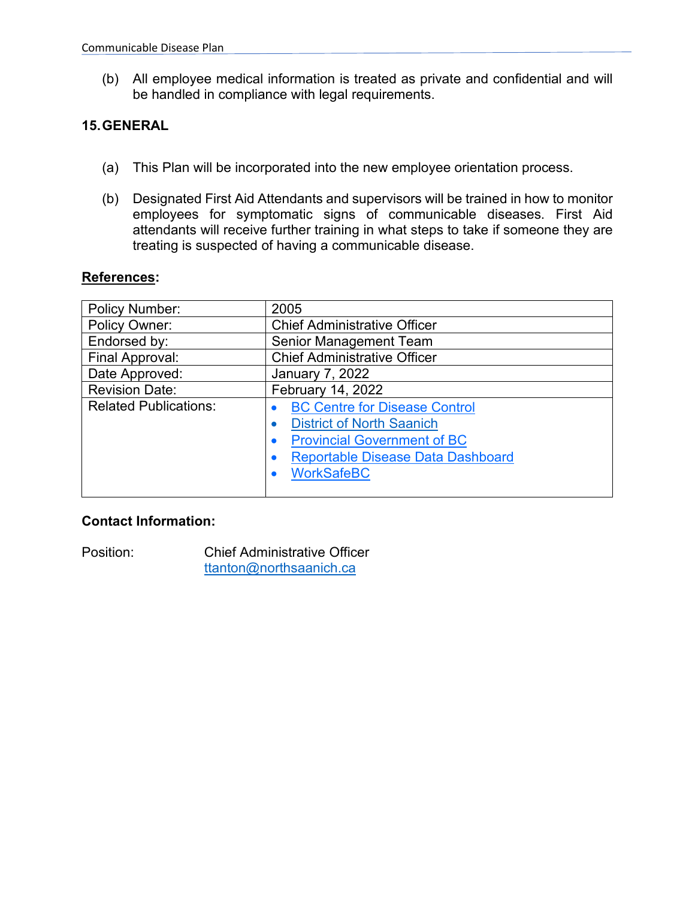(b) All employee medical information is treated as private and confidential and will be handled in compliance with legal requirements.

## 15. GENERAL

(a) This Plan will be incorporated into the new employee orientation process.

(b) Designated First Aid Attendants and supervisors will be trained in how to monitor employees for symptomatic signs of communicable diseases. First Aid attendants will receive further training in what steps to take if someone they are treating is suspected of having a communicable disease.

**References:**

| | |
|---|---|
| Policy Number: | 2005 |
| Policy Owner: | Chief Administrative Officer |
| Endorsed by: | Senior Management Team |
| Final Approval: | Chief Administrative Officer |
| Date Approved: | January 7, 2022 |
| Revision Date: | February 14, 2022 |
| Related Publications: | • BC Centre for Disease Control<br>• District of North Saanich<br>• Provincial Government of BC<br>• Reportable Disease Data Dashboard<br>• WorkSafeBC |

**Contact Information:**

Position: Chief Administrative Officer
ttanton@northsaanich.ca